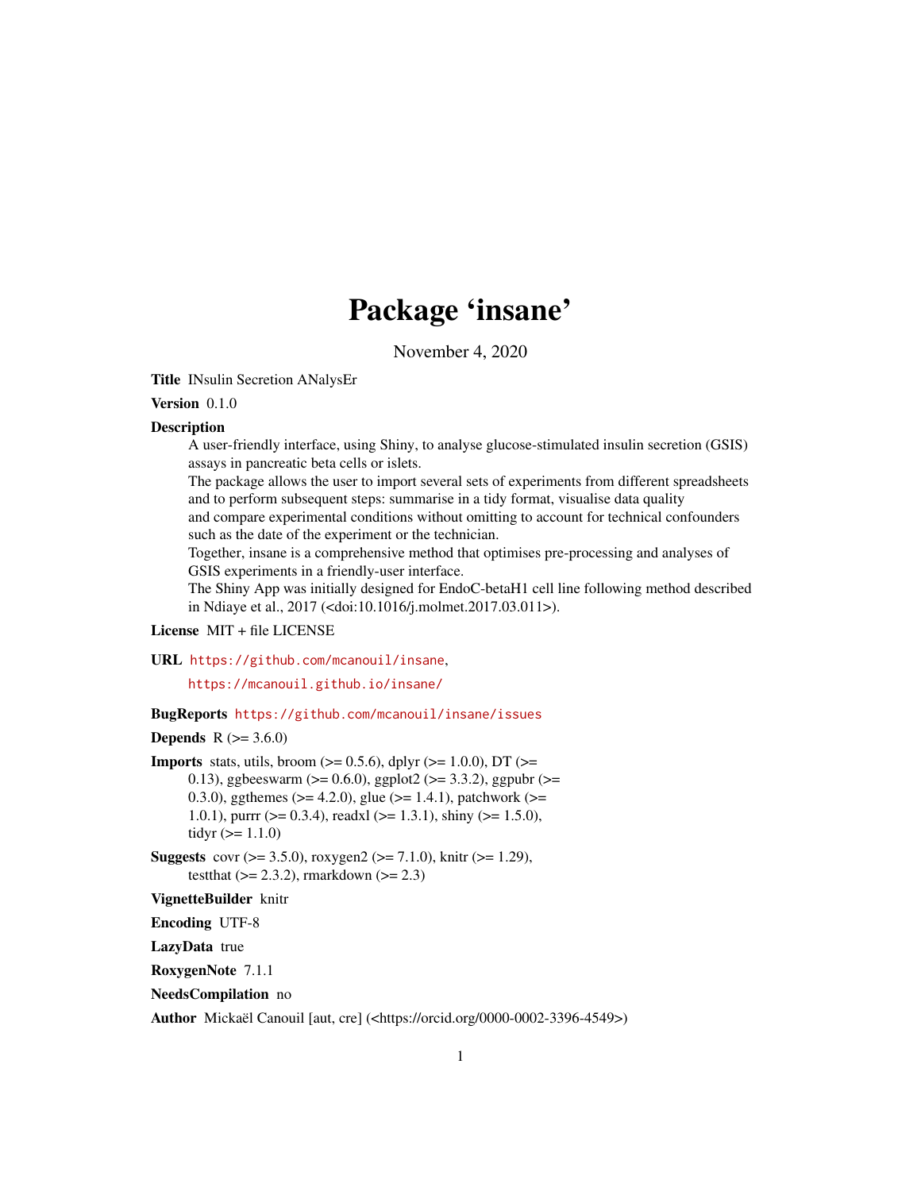# Package 'insane'

November 4, 2020

**Title** INsulin Secretion ANalysEr

**Version** 0.1.0

**Description**

A user-friendly interface, using Shiny, to analyse glucose-stimulated insulin secretion (GSIS) assays in pancreatic beta cells or islets.
The package allows the user to import several sets of experiments from different spreadsheets and to perform subsequent steps: summarise in a tidy format, visualise data quality and compare experimental conditions without omitting to account for technical confounders such as the date of the experiment or the technician.
Together, insane is a comprehensive method that optimises pre-processing and analyses of GSIS experiments in a friendly-user interface.
The Shiny App was initially designed for EndoC-betaH1 cell line following method described in Ndiaye et al., 2017 (<doi:10.1016/j.molmet.2017.03.011>).

**License** MIT + file LICENSE

**URL** https://github.com/mcanouil/insane,

https://mcanouil.github.io/insane/

**BugReports** https://github.com/mcanouil/insane/issues

**Depends** R (>= 3.6.0)

**Imports** stats, utils, broom (>= 0.5.6), dplyr (>= 1.0.0), DT (>= 0.13), ggbeeswarm (>= 0.6.0), ggplot2 (>= 3.3.2), ggpubr (>= 0.3.0), ggthemes (>= 4.2.0), glue (>= 1.4.1), patchwork (>= 1.0.1), purrr (>= 0.3.4), readxl (>= 1.3.1), shiny (>= 1.5.0), tidyr (>= 1.1.0)

**Suggests** covr (>= 3.5.0), roxygen2 (>= 7.1.0), knitr (>= 1.29), testthat (>= 2.3.2), rmarkdown (>= 2.3)

**VignetteBuilder** knitr

**Encoding** UTF-8

**LazyData** true

**RoxygenNote** 7.1.1

**NeedsCompilation** no

**Author** Mickaël Canouil [aut, cre] (<https://orcid.org/0000-0002-3396-4549>)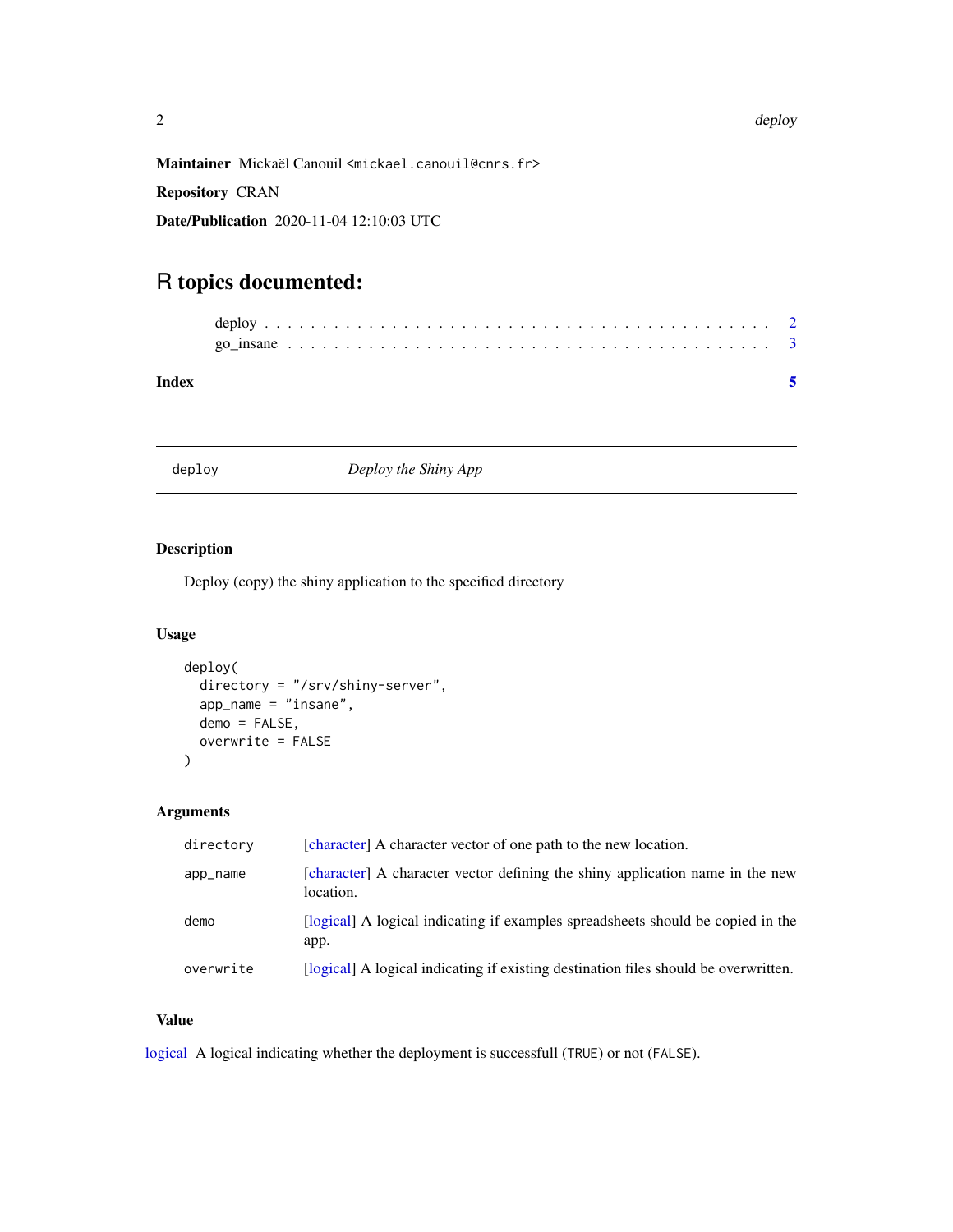**Maintainer** Mickaël Canouil <mickael.canouil@cnrs.fr>

**Repository** CRAN

**Date/Publication** 2020-11-04 12:10:03 UTC

# R topics documented:

| | |
|---|---|
| deploy | 2 |
| go_insane | 3 |
| **Index** | **5** |

---

## deploy — *Deploy the Shiny App*

---

### Description

Deploy (copy) the shiny application to the specified directory

### Usage

```
deploy(
  directory = "/srv/shiny-server",
  app_name = "insane",
  demo = FALSE,
  overwrite = FALSE
)
```

### Arguments

| | |
|---|---|
| directory | [character] A character vector of one path to the new location. |
| app_name | [character] A character vector defining the shiny application name in the new location. |
| demo | [logical] A logical indicating if examples spreadsheets should be copied in the app. |
| overwrite | [logical] A logical indicating if existing destination files should be overwritten. |

### Value

logical A logical indicating whether the deployment is successfull (`TRUE`) or not (`FALSE`).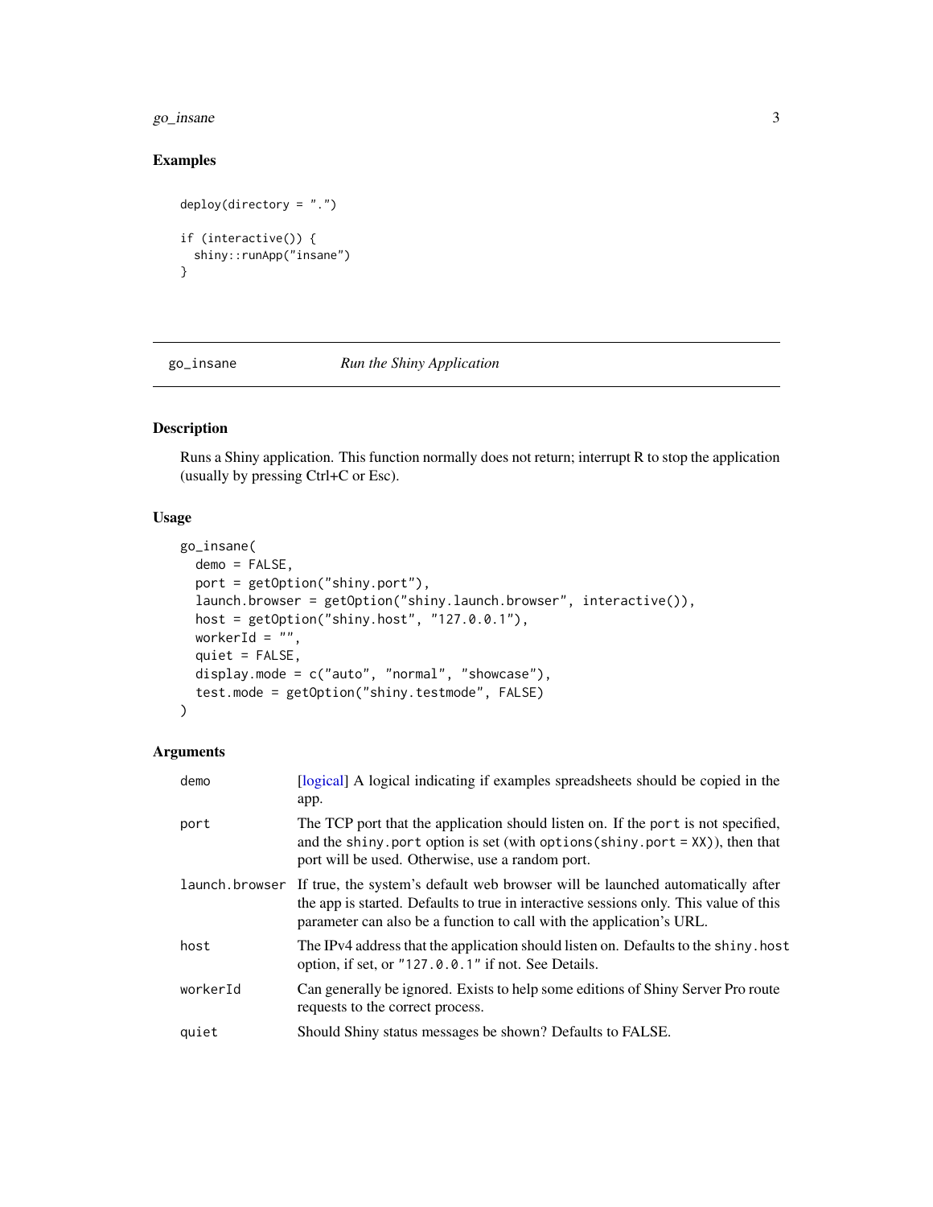## Examples

```
deploy(directory = ".")

if (interactive()) {
  shiny::runApp("insane")
}
```

---

## go_insane — *Run the Shiny Application*

---

### Description

Runs a Shiny application. This function normally does not return; interrupt R to stop the application (usually by pressing Ctrl+C or Esc).

### Usage

```
go_insane(
  demo = FALSE,
  port = getOption("shiny.port"),
  launch.browser = getOption("shiny.launch.browser", interactive()),
  host = getOption("shiny.host", "127.0.0.1"),
  workerId = "",
  quiet = FALSE,
  display.mode = c("auto", "normal", "showcase"),
  test.mode = getOption("shiny.testmode", FALSE)
)
```

### Arguments

| | |
|---|---|
| `demo` | [logical] A logical indicating if examples spreadsheets should be copied in the app. |
| `port` | The TCP port that the application should listen on. If the `port` is not specified, and the `shiny.port` option is set (with `options(shiny.port = XX)`), then that port will be used. Otherwise, use a random port. |
| `launch.browser` | If true, the system's default web browser will be launched automatically after the app is started. Defaults to true in interactive sessions only. This value of this parameter can also be a function to call with the application's URL. |
| `host` | The IPv4 address that the application should listen on. Defaults to the `shiny.host` option, if set, or `"127.0.0.1"` if not. See Details. |
| `workerId` | Can generally be ignored. Exists to help some editions of Shiny Server Pro route requests to the correct process. |
| `quiet` | Should Shiny status messages be shown? Defaults to FALSE. |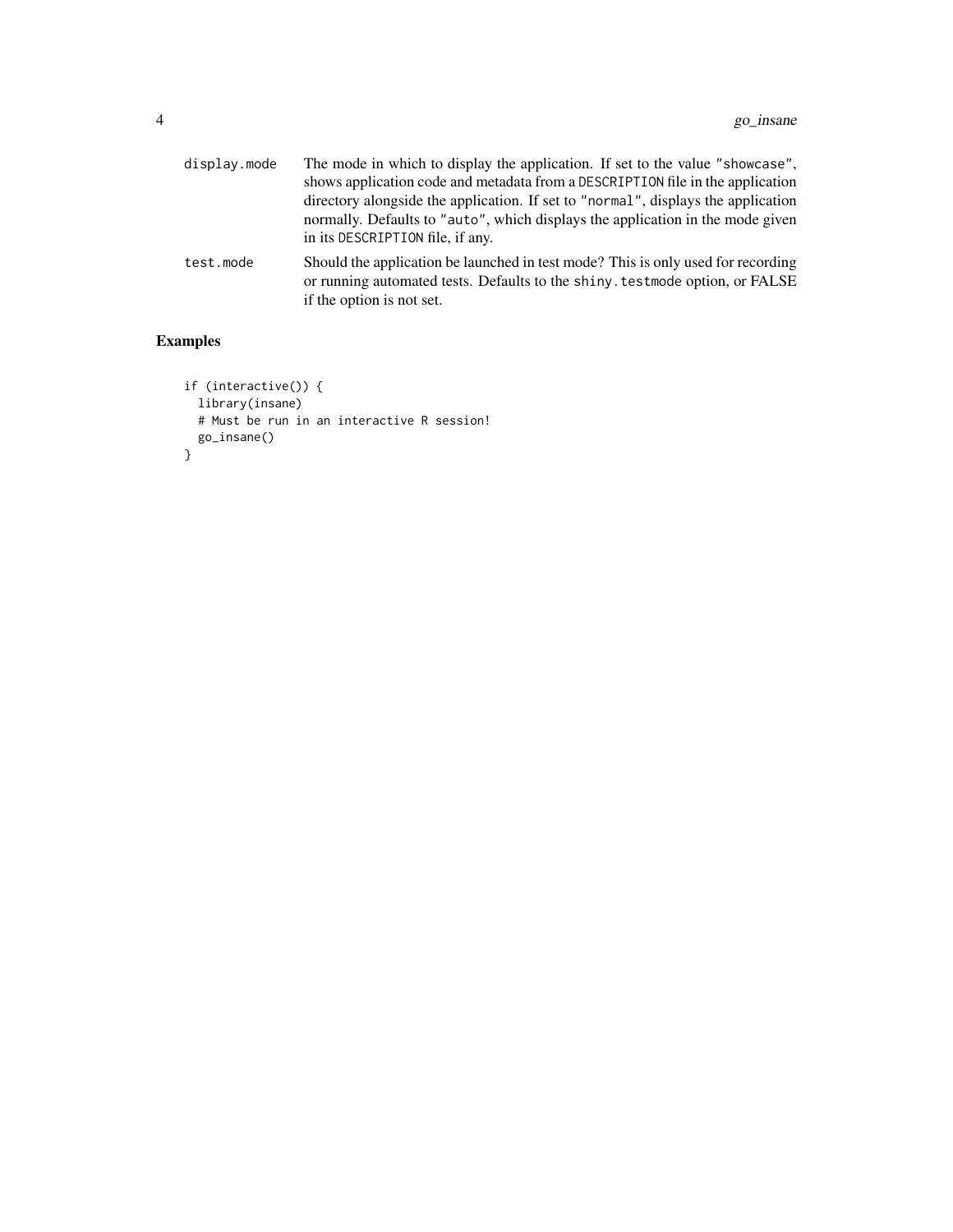display.mode
: The mode in which to display the application. If set to the value "showcase", shows application code and metadata from a DESCRIPTION file in the application directory alongside the application. If set to "normal", displays the application normally. Defaults to "auto", which displays the application in the mode given in its DESCRIPTION file, if any.

test.mode
: Should the application be launched in test mode? This is only used for recording or running automated tests. Defaults to the shiny.testmode option, or FALSE if the option is not set.

## Examples

```
if (interactive()) {
  library(insane)
  # Must be run in an interactive R session!
  go_insane()
}
```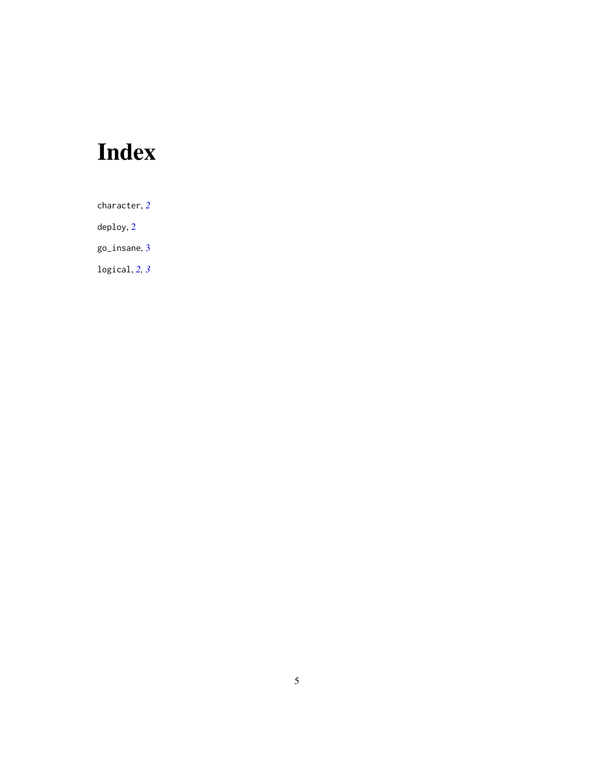# Index

character, *2*

deploy, 2

go_insane, 3

logical, *2, 3*